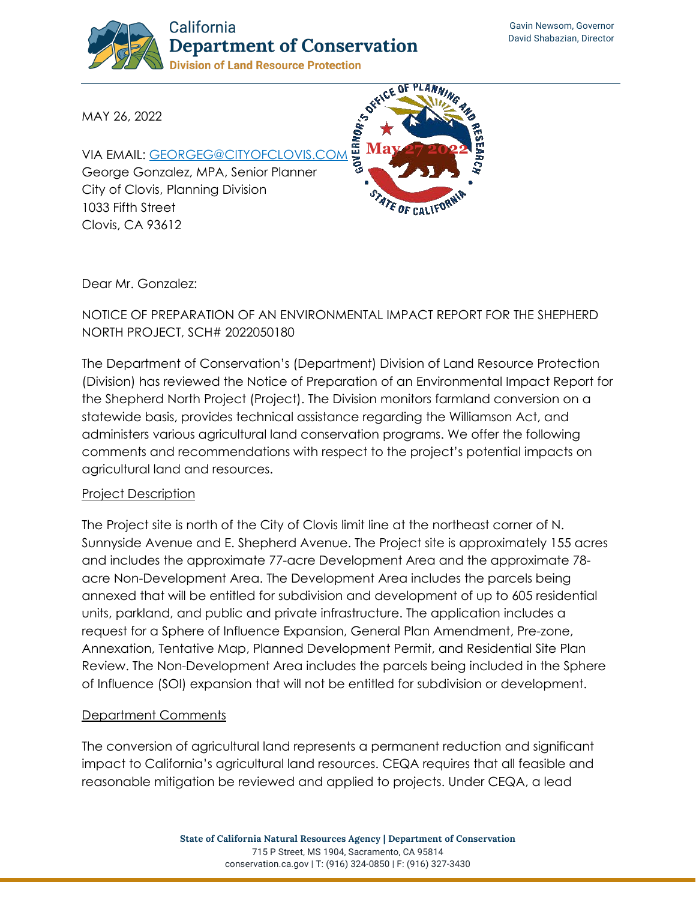California
**Department of Conservation**
**Division of Land Resource Protection**

Gavin Newsom, Governor
David Shabazian, Director

Governor's Office of Planning and Research
May 27 2022
State of California

MAY 26, 2022

VIA EMAIL: [GEORGEG@CITYOFCLOVIS.COM](mailto:GEORGEG@CITYOFCLOVIS.COM)
George Gonzalez, MPA, Senior Planner
City of Clovis, Planning Division
1033 Fifth Street
Clovis, CA 93612

Dear Mr. Gonzalez:

NOTICE OF PREPARATION OF AN ENVIRONMENTAL IMPACT REPORT FOR THE SHEPHERD NORTH PROJECT, SCH# 2022050180

The Department of Conservation's (Department) Division of Land Resource Protection (Division) has reviewed the Notice of Preparation of an Environmental Impact Report for the Shepherd North Project (Project). The Division monitors farmland conversion on a statewide basis, provides technical assistance regarding the Williamson Act, and administers various agricultural land conservation programs. We offer the following comments and recommendations with respect to the project's potential impacts on agricultural land and resources.

<u>Project Description</u>

The Project site is north of the City of Clovis limit line at the northeast corner of N. Sunnyside Avenue and E. Shepherd Avenue. The Project site is approximately 155 acres and includes the approximate 77-acre Development Area and the approximate 78-acre Non-Development Area. The Development Area includes the parcels being annexed that will be entitled for subdivision and development of up to 605 residential units, parkland, and public and private infrastructure. The application includes a request for a Sphere of Influence Expansion, General Plan Amendment, Pre-zone, Annexation, Tentative Map, Planned Development Permit, and Residential Site Plan Review. The Non-Development Area includes the parcels being included in the Sphere of Influence (SOI) expansion that will not be entitled for subdivision or development.

<u>Department Comments</u>

The conversion of agricultural land represents a permanent reduction and significant impact to California's agricultural land resources. CEQA requires that all feasible and reasonable mitigation be reviewed and applied to projects. Under CEQA, a lead

**State of California Natural Resources Agency | Department of Conservation**
715 P Street, MS 1904, Sacramento, CA 95814
conservation.ca.gov | T: (916) 324-0850 | F: (916) 327-3430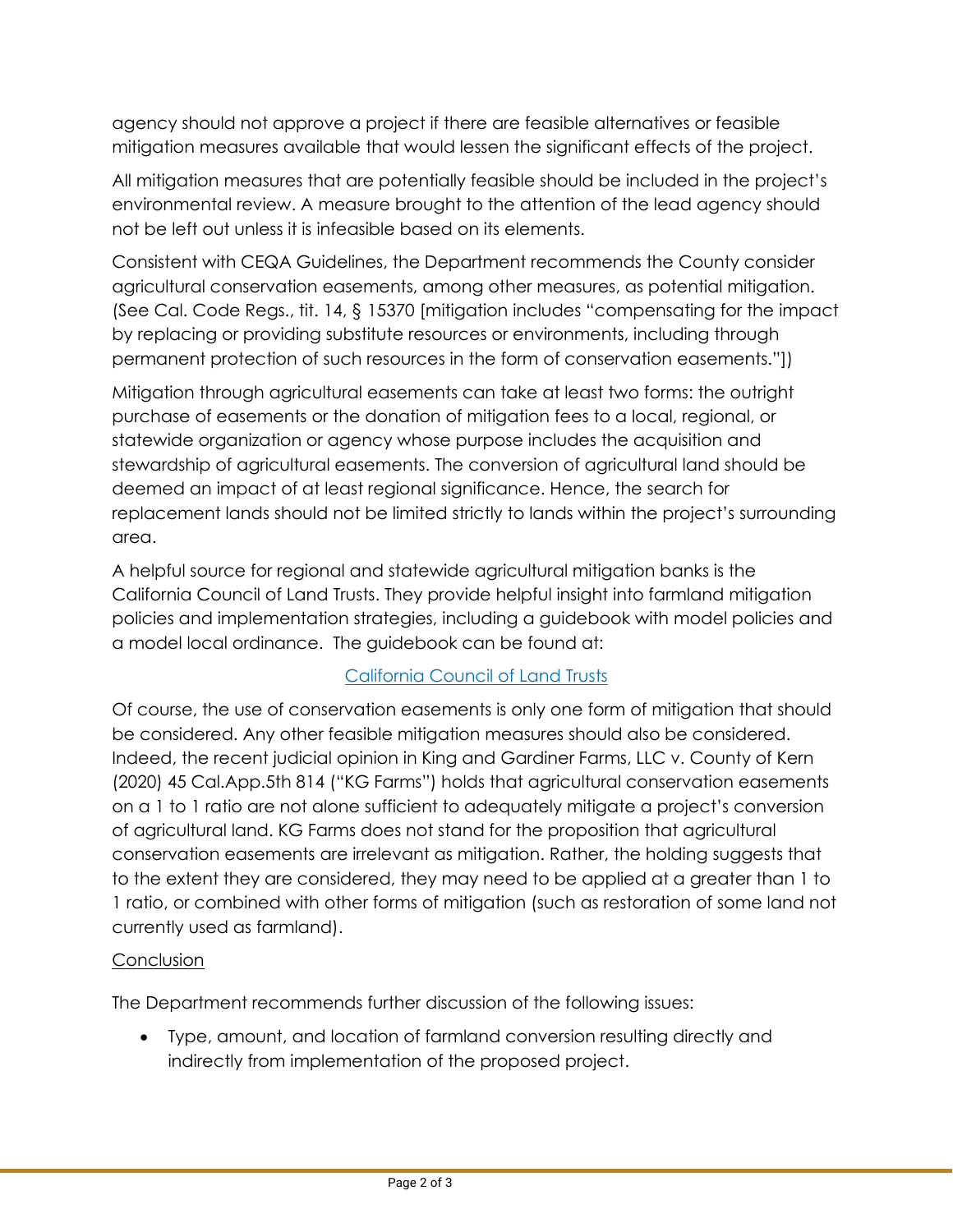agency should not approve a project if there are feasible alternatives or feasible mitigation measures available that would lessen the significant effects of the project.

All mitigation measures that are potentially feasible should be included in the project's environmental review. A measure brought to the attention of the lead agency should not be left out unless it is infeasible based on its elements.

Consistent with CEQA Guidelines, the Department recommends the County consider agricultural conservation easements, among other measures, as potential mitigation. (See Cal. Code Regs., tit. 14, § 15370 [mitigation includes "compensating for the impact by replacing or providing substitute resources or environments, including through permanent protection of such resources in the form of conservation easements."])

Mitigation through agricultural easements can take at least two forms: the outright purchase of easements or the donation of mitigation fees to a local, regional, or statewide organization or agency whose purpose includes the acquisition and stewardship of agricultural easements. The conversion of agricultural land should be deemed an impact of at least regional significance. Hence, the search for replacement lands should not be limited strictly to lands within the project's surrounding area.

A helpful source for regional and statewide agricultural mitigation banks is the California Council of Land Trusts. They provide helpful insight into farmland mitigation policies and implementation strategies, including a guidebook with model policies and a model local ordinance. The guidebook can be found at:

California Council of Land Trusts

Of course, the use of conservation easements is only one form of mitigation that should be considered. Any other feasible mitigation measures should also be considered. Indeed, the recent judicial opinion in King and Gardiner Farms, LLC v. County of Kern (2020) 45 Cal.App.5th 814 ("KG Farms") holds that agricultural conservation easements on a 1 to 1 ratio are not alone sufficient to adequately mitigate a project's conversion of agricultural land. KG Farms does not stand for the proposition that agricultural conservation easements are irrelevant as mitigation. Rather, the holding suggests that to the extent they are considered, they may need to be applied at a greater than 1 to 1 ratio, or combined with other forms of mitigation (such as restoration of some land not currently used as farmland).

Conclusion

The Department recommends further discussion of the following issues:

- Type, amount, and location of farmland conversion resulting directly and indirectly from implementation of the proposed project.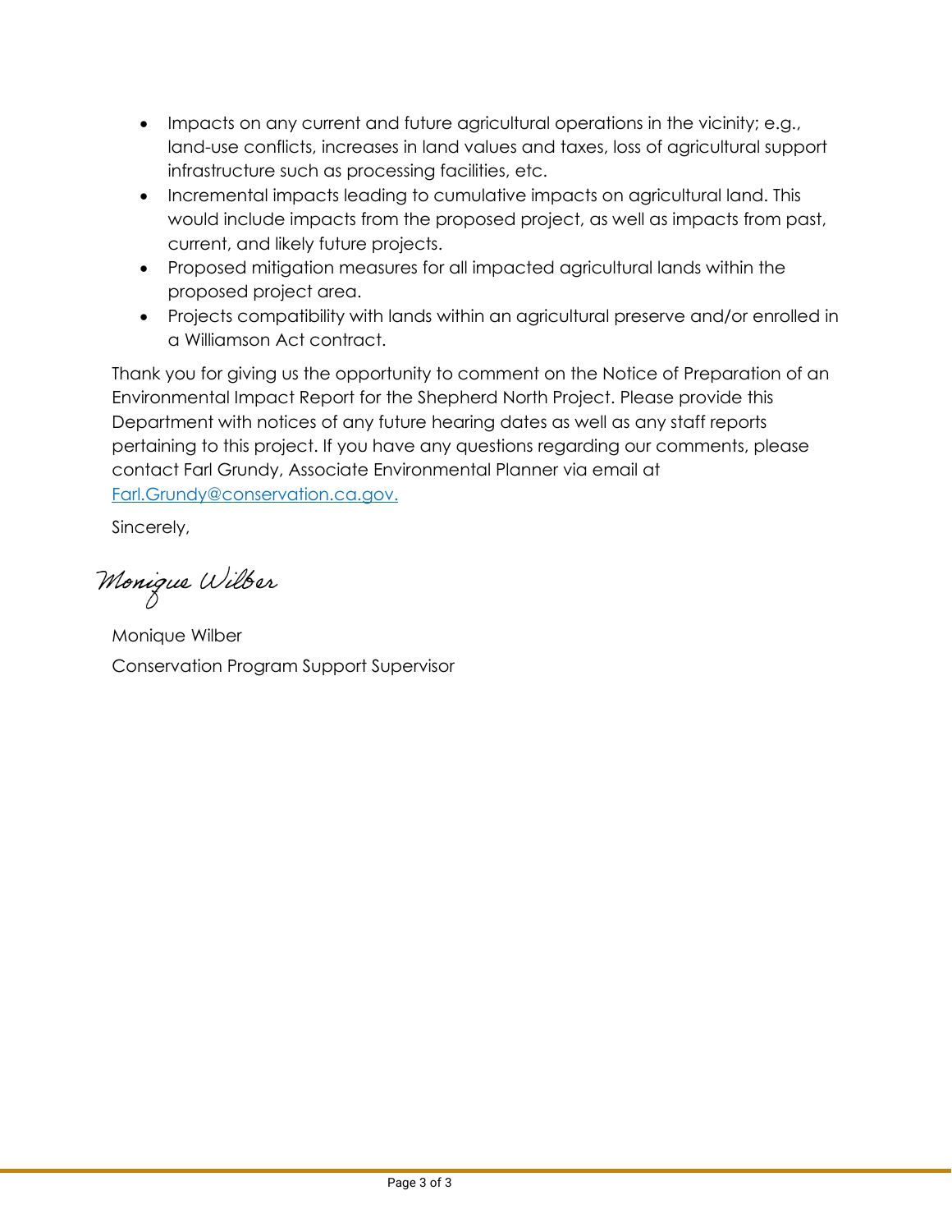- Impacts on any current and future agricultural operations in the vicinity; e.g., land-use conflicts, increases in land values and taxes, loss of agricultural support infrastructure such as processing facilities, etc.
- Incremental impacts leading to cumulative impacts on agricultural land. This would include impacts from the proposed project, as well as impacts from past, current, and likely future projects.
- Proposed mitigation measures for all impacted agricultural lands within the proposed project area.
- Projects compatibility with lands within an agricultural preserve and/or enrolled in a Williamson Act contract.

Thank you for giving us the opportunity to comment on the Notice of Preparation of an Environmental Impact Report for the Shepherd North Project. Please provide this Department with notices of any future hearing dates as well as any staff reports pertaining to this project. If you have any questions regarding our comments, please contact Farl Grundy, Associate Environmental Planner via email at Farl.Grundy@conservation.ca.gov.

Sincerely,

Monique Wilber

Monique Wilber

Conservation Program Support Supervisor